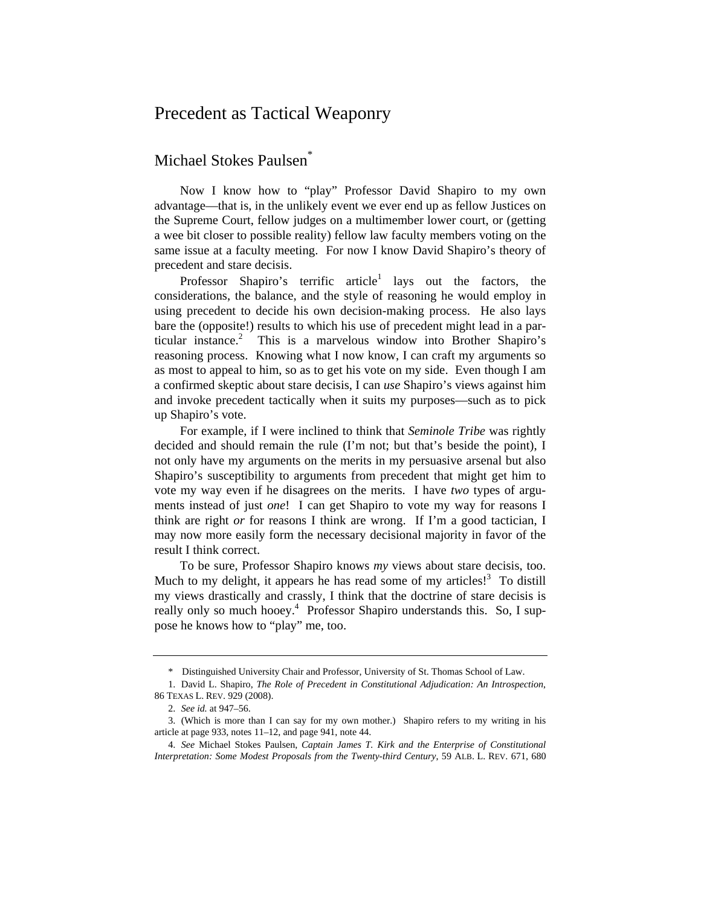# Precedent as Tactical Weaponry

## Michael Stokes Paulsen[*]

Now I know how to "play" Professor David Shapiro to my own advantage—that is, in the unlikely event we ever end up as fellow Justices on the Supreme Court, fellow judges on a multimember lower court, or (getting a wee bit closer to possible reality) fellow law faculty members voting on the same issue at a faculty meeting. For now I know David Shapiro's theory of precedent and stare decisis.

Professor Shapiro's terrific article[1] lays out the factors, the considerations, the balance, and the style of reasoning he would employ in using precedent to decide his own decision-making process. He also lays bare the (opposite!) results to which his use of precedent might lead in a particular instance.[2] This is a marvelous window into Brother Shapiro's reasoning process. Knowing what I now know, I can craft my arguments so as most to appeal to him, so as to get his vote on my side. Even though I am a confirmed skeptic about stare decisis, I can *use* Shapiro's views against him and invoke precedent tactically when it suits my purposes—such as to pick up Shapiro's vote.

For example, if I were inclined to think that *Seminole Tribe* was rightly decided and should remain the rule (I'm not; but that's beside the point), I not only have my arguments on the merits in my persuasive arsenal but also Shapiro's susceptibility to arguments from precedent that might get him to vote my way even if he disagrees on the merits. I have *two* types of arguments instead of just *one*! I can get Shapiro to vote my way for reasons I think are right *or* for reasons I think are wrong. If I'm a good tactician, I may now more easily form the necessary decisional majority in favor of the result I think correct.

To be sure, Professor Shapiro knows *my* views about stare decisis, too. Much to my delight, it appears he has read some of my articles![3] To distill my views drastically and crassly, I think that the doctrine of stare decisis is really only so much hooey.[4] Professor Shapiro understands this. So, I suppose he knows how to "play" me, too.

---

\* Distinguished University Chair and Professor, University of St. Thomas School of Law.

1. David L. Shapiro, *The Role of Precedent in Constitutional Adjudication: An Introspection*, 86 TEXAS L. REV. 929 (2008).

2. *See id.* at 947–56.

3. (Which is more than I can say for my own mother.) Shapiro refers to my writing in his article at page 933, notes 11–12, and page 941, note 44.

4. *See* Michael Stokes Paulsen, *Captain James T. Kirk and the Enterprise of Constitutional Interpretation: Some Modest Proposals from the Twenty-third Century*, 59 ALB. L. REV. 671, 680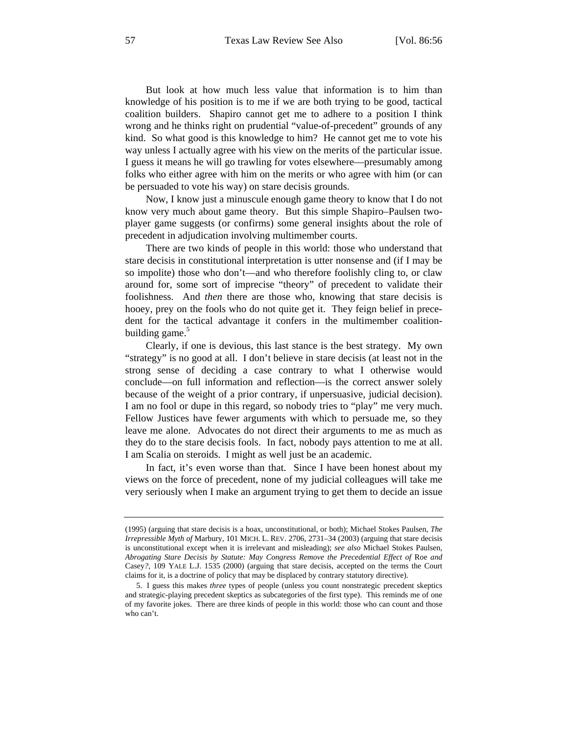But look at how much less value that information is to him than knowledge of his position is to me if we are both trying to be good, tactical coalition builders. Shapiro cannot get me to adhere to a position I think wrong and he thinks right on prudential "value-of-precedent" grounds of any kind. So what good is this knowledge to him? He cannot get me to vote his way unless I actually agree with his view on the merits of the particular issue. I guess it means he will go trawling for votes elsewhere—presumably among folks who either agree with him on the merits or who agree with him (or can be persuaded to vote his way) on stare decisis grounds.

Now, I know just a minuscule enough game theory to know that I do not know very much about game theory. But this simple Shapiro–Paulsen two-player game suggests (or confirms) some general insights about the role of precedent in adjudication involving multimember courts.

There are two kinds of people in this world: those who understand that stare decisis in constitutional interpretation is utter nonsense and (if I may be so impolite) those who don't—and who therefore foolishly cling to, or claw around for, some sort of imprecise "theory" of precedent to validate their foolishness. And *then* there are those who, knowing that stare decisis is hooey, prey on the fools who do not quite get it. They feign belief in precedent for the tactical advantage it confers in the multimember coalition-building game.[5]

Clearly, if one is devious, this last stance is the best strategy. My own "strategy" is no good at all. I don't believe in stare decisis (at least not in the strong sense of deciding a case contrary to what I otherwise would conclude—on full information and reflection—is the correct answer solely because of the weight of a prior contrary, if unpersuasive, judicial decision). I am no fool or dupe in this regard, so nobody tries to "play" me very much. Fellow Justices have fewer arguments with which to persuade me, so they leave me alone. Advocates do not direct their arguments to me as much as they do to the stare decisis fools. In fact, nobody pays attention to me at all. I am Scalia on steroids. I might as well just be an academic.

In fact, it's even worse than that. Since I have been honest about my views on the force of precedent, none of my judicial colleagues will take me very seriously when I make an argument trying to get them to decide an issue

---

(1995) (arguing that stare decisis is a hoax, unconstitutional, or both); Michael Stokes Paulsen, *The Irrepressible Myth of* Marbury, 101 MICH. L. REV. 2706, 2731–34 (2003) (arguing that stare decisis is unconstitutional except when it is irrelevant and misleading); *see also* Michael Stokes Paulsen, *Abrogating Stare Decisis by Statute: May Congress Remove the Precedential Effect of* Roe *and* Casey*?*, 109 YALE L.J. 1535 (2000) (arguing that stare decisis, accepted on the terms the Court claims for it, is a doctrine of policy that may be displaced by contrary statutory directive).

5. I guess this makes *three* types of people (unless you count nonstrategic precedent skeptics and strategic-playing precedent skeptics as subcategories of the first type). This reminds me of one of my favorite jokes. There are three kinds of people in this world: those who can count and those who can't.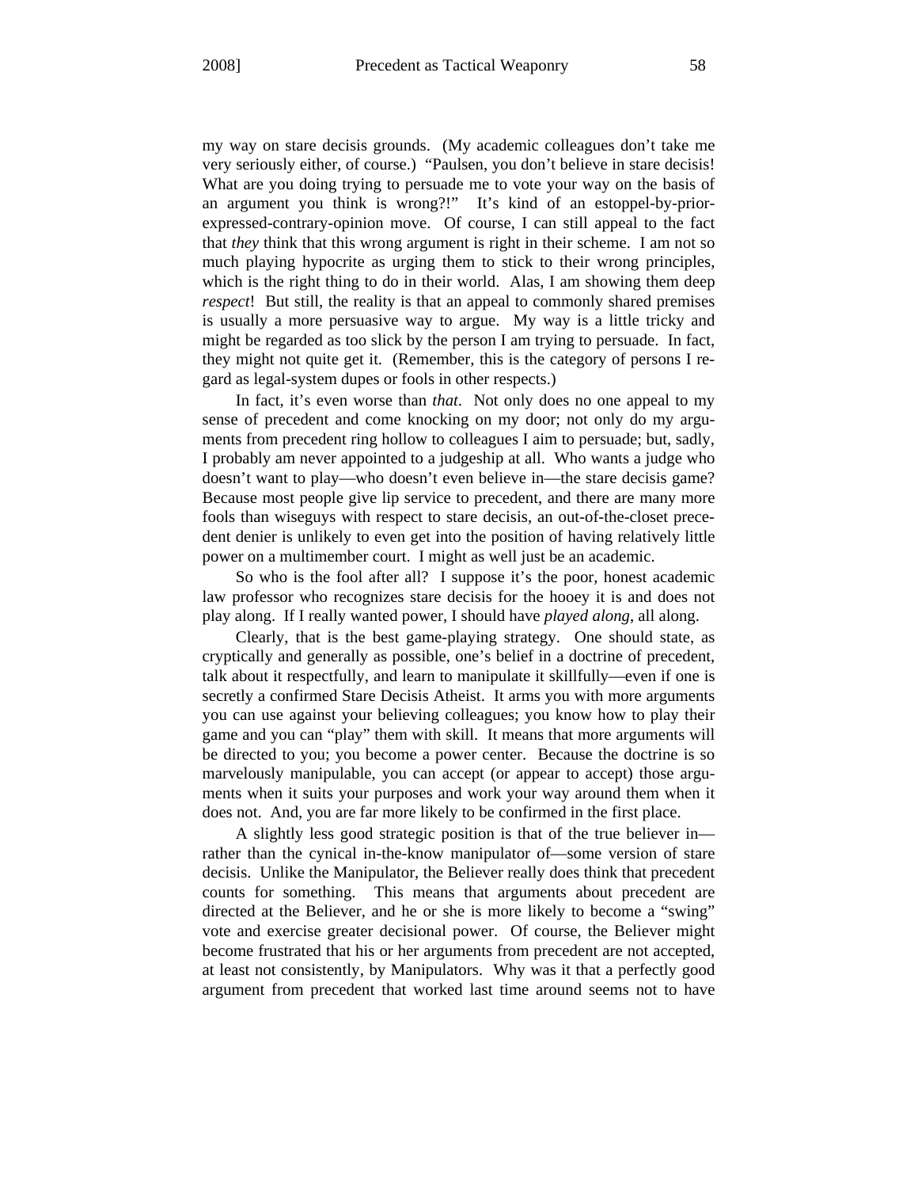my way on stare decisis grounds. (My academic colleagues don't take me very seriously either, of course.) "Paulsen, you don't believe in stare decisis! What are you doing trying to persuade me to vote your way on the basis of an argument you think is wrong?!" It's kind of an estoppel-by-prior-expressed-contrary-opinion move. Of course, I can still appeal to the fact that *they* think that this wrong argument is right in their scheme. I am not so much playing hypocrite as urging them to stick to their wrong principles, which is the right thing to do in their world. Alas, I am showing them deep *respect*! But still, the reality is that an appeal to commonly shared premises is usually a more persuasive way to argue. My way is a little tricky and might be regarded as too slick by the person I am trying to persuade. In fact, they might not quite get it. (Remember, this is the category of persons I regard as legal-system dupes or fools in other respects.)

In fact, it's even worse than *that*. Not only does no one appeal to my sense of precedent and come knocking on my door; not only do my arguments from precedent ring hollow to colleagues I aim to persuade; but, sadly, I probably am never appointed to a judgeship at all. Who wants a judge who doesn't want to play—who doesn't even believe in—the stare decisis game? Because most people give lip service to precedent, and there are many more fools than wiseguys with respect to stare decisis, an out-of-the-closet precedent denier is unlikely to even get into the position of having relatively little power on a multimember court. I might as well just be an academic.

So who is the fool after all? I suppose it's the poor, honest academic law professor who recognizes stare decisis for the hooey it is and does not play along. If I really wanted power, I should have *played along*, all along.

Clearly, that is the best game-playing strategy. One should state, as cryptically and generally as possible, one's belief in a doctrine of precedent, talk about it respectfully, and learn to manipulate it skillfully—even if one is secretly a confirmed Stare Decisis Atheist. It arms you with more arguments you can use against your believing colleagues; you know how to play their game and you can "play" them with skill. It means that more arguments will be directed to you; you become a power center. Because the doctrine is so marvelously manipulable, you can accept (or appear to accept) those arguments when it suits your purposes and work your way around them when it does not. And, you are far more likely to be confirmed in the first place.

A slightly less good strategic position is that of the true believer in—rather than the cynical in-the-know manipulator of—some version of stare decisis. Unlike the Manipulator, the Believer really does think that precedent counts for something. This means that arguments about precedent are directed at the Believer, and he or she is more likely to become a "swing" vote and exercise greater decisional power. Of course, the Believer might become frustrated that his or her arguments from precedent are not accepted, at least not consistently, by Manipulators. Why was it that a perfectly good argument from precedent that worked last time around seems not to have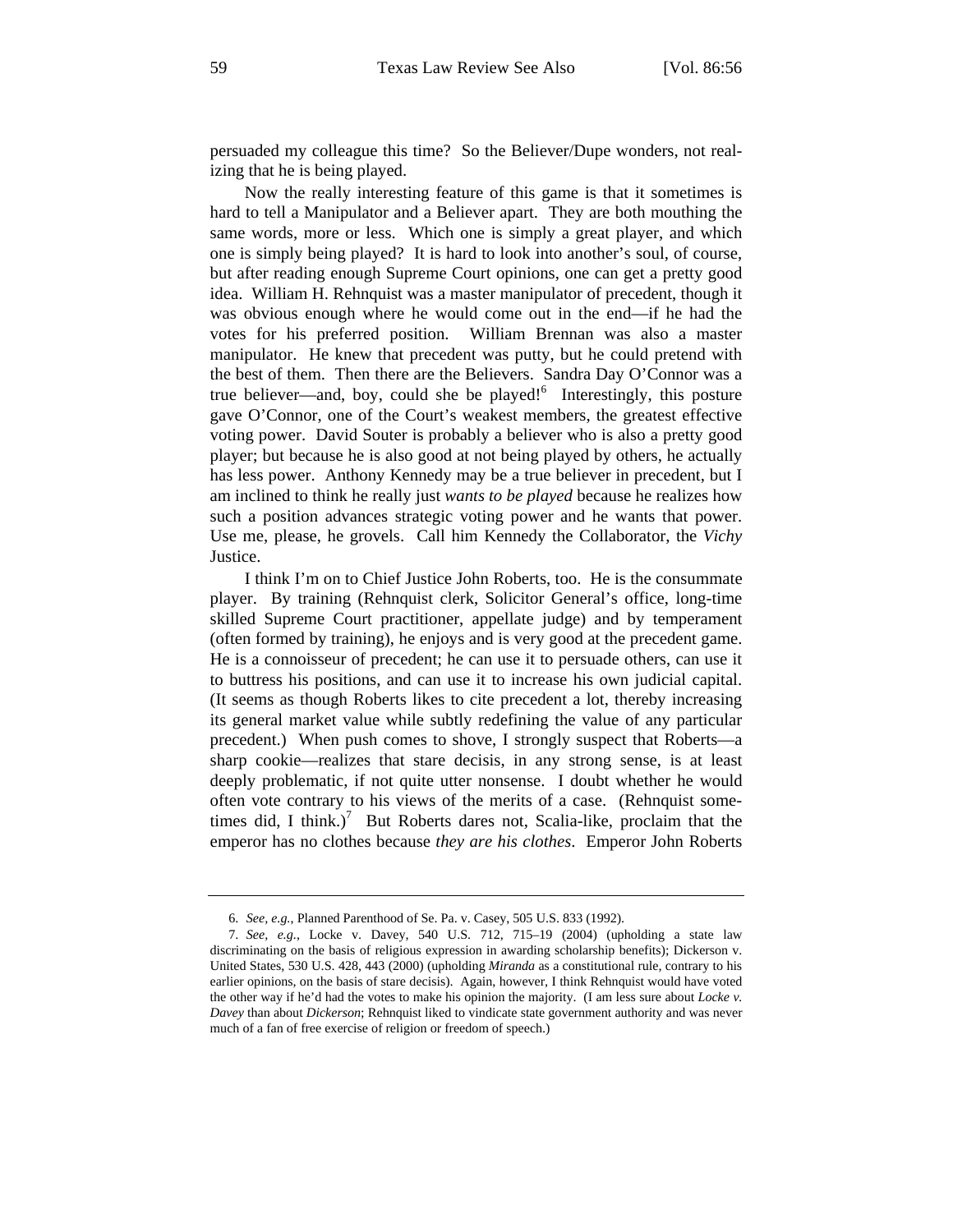persuaded my colleague this time? So the Believer/Dupe wonders, not realizing that he is being played.

Now the really interesting feature of this game is that it sometimes is hard to tell a Manipulator and a Believer apart. They are both mouthing the same words, more or less. Which one is simply a great player, and which one is simply being played? It is hard to look into another's soul, of course, but after reading enough Supreme Court opinions, one can get a pretty good idea. William H. Rehnquist was a master manipulator of precedent, though it was obvious enough where he would come out in the end—if he had the votes for his preferred position. William Brennan was also a master manipulator. He knew that precedent was putty, but he could pretend with the best of them. Then there are the Believers. Sandra Day O'Connor was a true believer—and, boy, could she be played![6] Interestingly, this posture gave O'Connor, one of the Court's weakest members, the greatest effective voting power. David Souter is probably a believer who is also a pretty good player; but because he is also good at not being played by others, he actually has less power. Anthony Kennedy may be a true believer in precedent, but I am inclined to think he really just *wants to be played* because he realizes how such a position advances strategic voting power and he wants that power. Use me, please, he grovels. Call him Kennedy the Collaborator, the *Vichy* Justice.

I think I'm on to Chief Justice John Roberts, too. He is the consummate player. By training (Rehnquist clerk, Solicitor General's office, long-time skilled Supreme Court practitioner, appellate judge) and by temperament (often formed by training), he enjoys and is very good at the precedent game. He is a connoisseur of precedent; he can use it to persuade others, can use it to buttress his positions, and can use it to increase his own judicial capital. (It seems as though Roberts likes to cite precedent a lot, thereby increasing its general market value while subtly redefining the value of any particular precedent.) When push comes to shove, I strongly suspect that Roberts—a sharp cookie—realizes that stare decisis, in any strong sense, is at least deeply problematic, if not quite utter nonsense. I doubt whether he would often vote contrary to his views of the merits of a case. (Rehnquist sometimes did, I think.)[7] But Roberts dares not, Scalia-like, proclaim that the emperor has no clothes because *they are his clothes*. Emperor John Roberts

---

6. *See, e.g.*, Planned Parenthood of Se. Pa. v. Casey, 505 U.S. 833 (1992).

7. *See, e.g.*, Locke v. Davey, 540 U.S. 712, 715–19 (2004) (upholding a state law discriminating on the basis of religious expression in awarding scholarship benefits); Dickerson v. United States, 530 U.S. 428, 443 (2000) (upholding *Miranda* as a constitutional rule, contrary to his earlier opinions, on the basis of stare decisis). Again, however, I think Rehnquist would have voted the other way if he'd had the votes to make his opinion the majority. (I am less sure about *Locke v. Davey* than about *Dickerson*; Rehnquist liked to vindicate state government authority and was never much of a fan of free exercise of religion or freedom of speech.)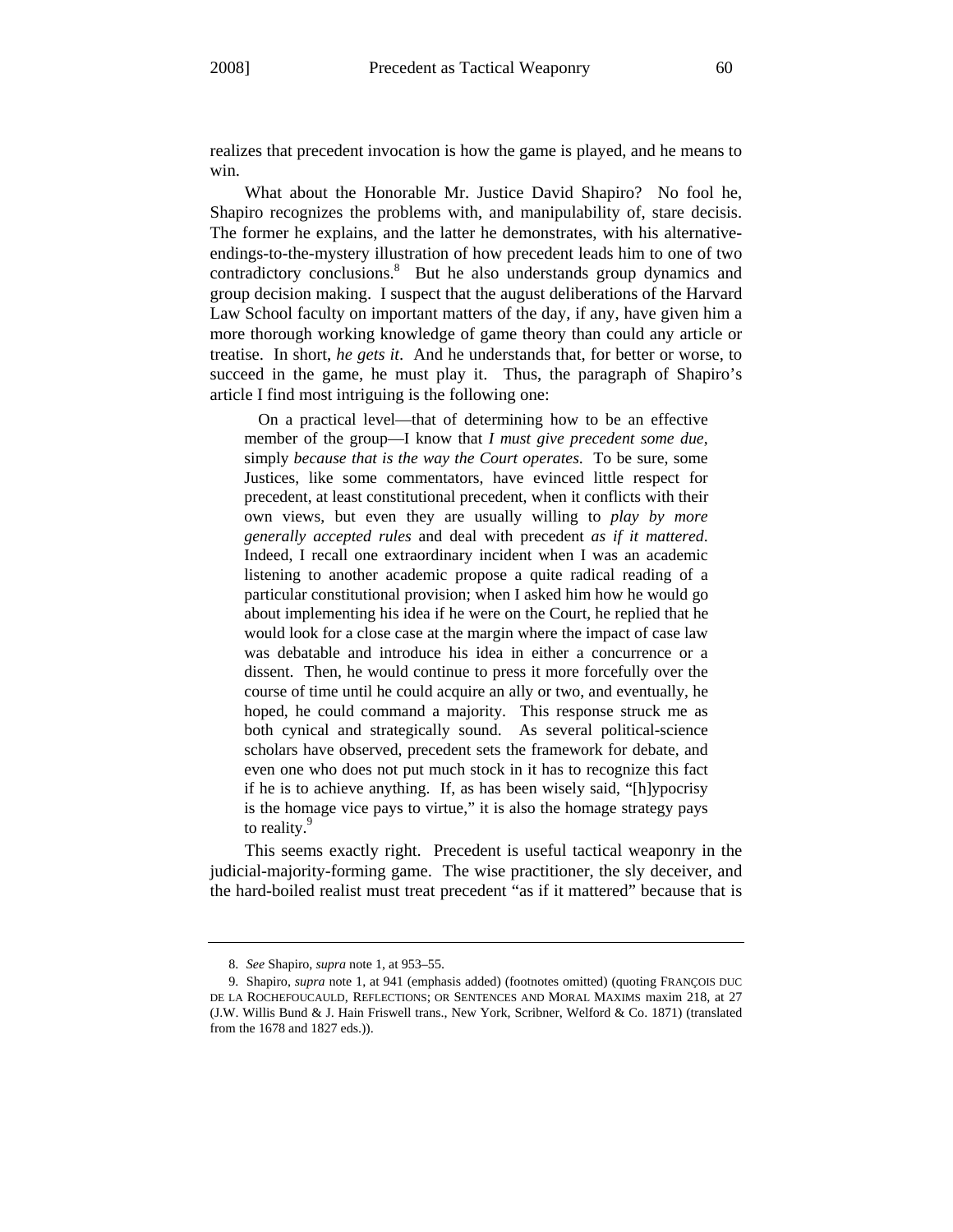realizes that precedent invocation is how the game is played, and he means to win.

What about the Honorable Mr. Justice David Shapiro? No fool he, Shapiro recognizes the problems with, and manipulability of, stare decisis. The former he explains, and the latter he demonstrates, with his alternative-endings-to-the-mystery illustration of how precedent leads him to one of two contradictory conclusions.[8] But he also understands group dynamics and group decision making. I suspect that the august deliberations of the Harvard Law School faculty on important matters of the day, if any, have given him a more thorough working knowledge of game theory than could any article or treatise. In short, *he gets it*. And he understands that, for better or worse, to succeed in the game, he must play it. Thus, the paragraph of Shapiro's article I find most intriguing is the following one:

> On a practical level—that of determining how to be an effective member of the group—I know that *I must give precedent some due*, simply *because that is the way the Court operates*. To be sure, some Justices, like some commentators, have evinced little respect for precedent, at least constitutional precedent, when it conflicts with their own views, but even they are usually willing to *play by more generally accepted rules* and deal with precedent *as if it mattered*. Indeed, I recall one extraordinary incident when I was an academic listening to another academic propose a quite radical reading of a particular constitutional provision; when I asked him how he would go about implementing his idea if he were on the Court, he replied that he would look for a close case at the margin where the impact of case law was debatable and introduce his idea in either a concurrence or a dissent. Then, he would continue to press it more forcefully over the course of time until he could acquire an ally or two, and eventually, he hoped, he could command a majority. This response struck me as both cynical and strategically sound. As several political-science scholars have observed, precedent sets the framework for debate, and even one who does not put much stock in it has to recognize this fact if he is to achieve anything. If, as has been wisely said, "[h]ypocrisy is the homage vice pays to virtue," it is also the homage strategy pays to reality.[9]

This seems exactly right. Precedent is useful tactical weaponry in the judicial-majority-forming game. The wise practitioner, the sly deceiver, and the hard-boiled realist must treat precedent "as if it mattered" because that is

---

8. *See* Shapiro, *supra* note 1, at 953–55.

9. Shapiro, *supra* note 1, at 941 (emphasis added) (footnotes omitted) (quoting FRANÇOIS DUC DE LA ROCHEFOUCAULD, REFLECTIONS; OR SENTENCES AND MORAL MAXIMS maxim 218, at 27 (J.W. Willis Bund & J. Hain Friswell trans., New York, Scribner, Welford & Co. 1871) (translated from the 1678 and 1827 eds.)).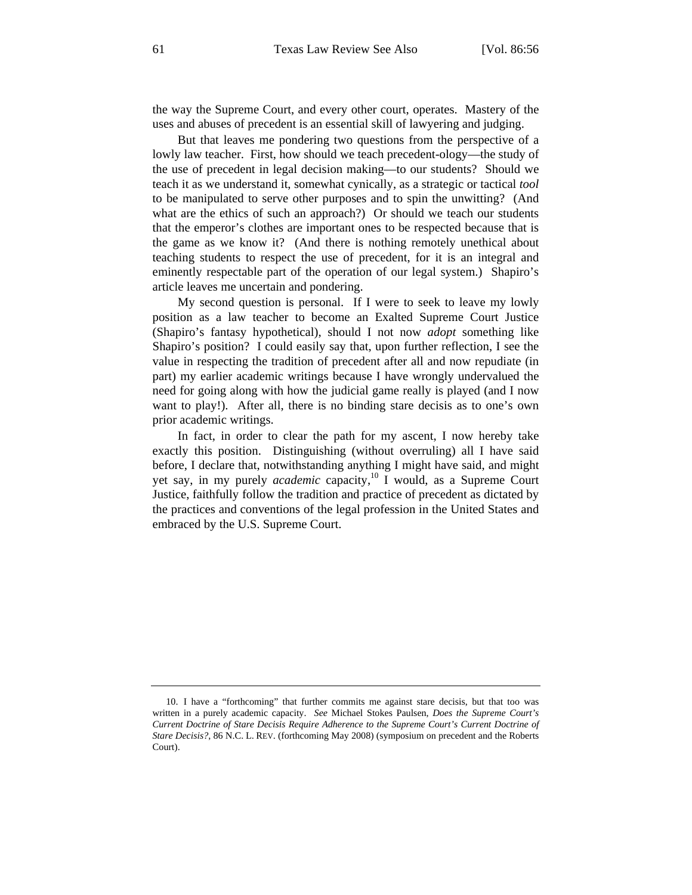the way the Supreme Court, and every other court, operates. Mastery of the uses and abuses of precedent is an essential skill of lawyering and judging.

But that leaves me pondering two questions from the perspective of a lowly law teacher. First, how should we teach precedent-ology—the study of the use of precedent in legal decision making—to our students? Should we teach it as we understand it, somewhat cynically, as a strategic or tactical *tool* to be manipulated to serve other purposes and to spin the unwitting? (And what are the ethics of such an approach?) Or should we teach our students that the emperor's clothes are important ones to be respected because that is the game as we know it? (And there is nothing remotely unethical about teaching students to respect the use of precedent, for it is an integral and eminently respectable part of the operation of our legal system.) Shapiro's article leaves me uncertain and pondering.

My second question is personal. If I were to seek to leave my lowly position as a law teacher to become an Exalted Supreme Court Justice (Shapiro's fantasy hypothetical), should I not now *adopt* something like Shapiro's position? I could easily say that, upon further reflection, I see the value in respecting the tradition of precedent after all and now repudiate (in part) my earlier academic writings because I have wrongly undervalued the need for going along with how the judicial game really is played (and I now want to play!). After all, there is no binding stare decisis as to one's own prior academic writings.

In fact, in order to clear the path for my ascent, I now hereby take exactly this position. Distinguishing (without overruling) all I have said before, I declare that, notwithstanding anything I might have said, and might yet say, in my purely *academic* capacity,[10] I would, as a Supreme Court Justice, faithfully follow the tradition and practice of precedent as dictated by the practices and conventions of the legal profession in the United States and embraced by the U.S. Supreme Court.

---

10. I have a "forthcoming" that further commits me against stare decisis, but that too was written in a purely academic capacity. *See* Michael Stokes Paulsen, *Does the Supreme Court's Current Doctrine of Stare Decisis Require Adherence to the Supreme Court's Current Doctrine of Stare Decisis?*, 86 N.C. L. REV. (forthcoming May 2008) (symposium on precedent and the Roberts Court).